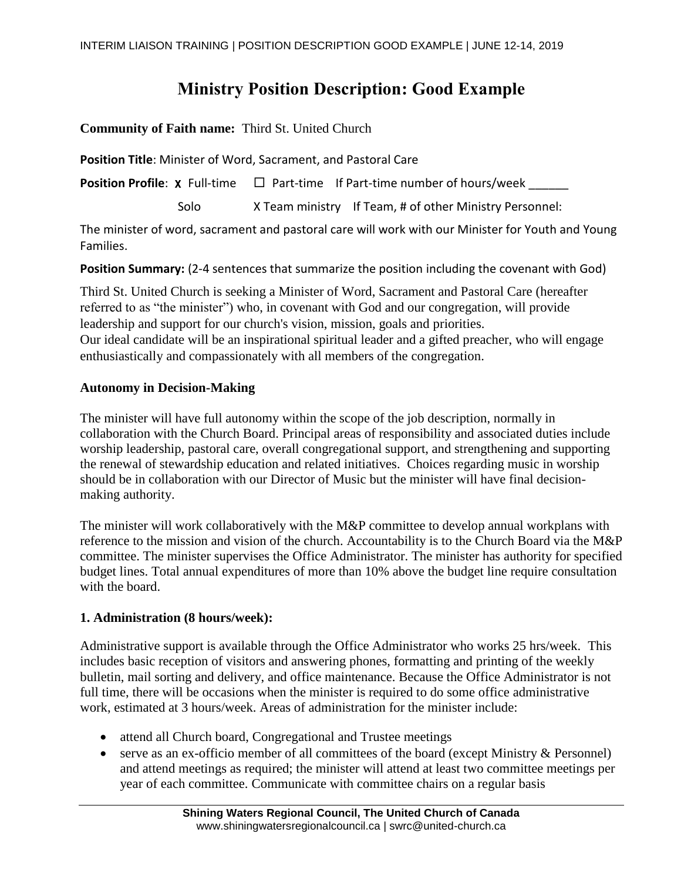# Ministry Position Description: Good Example

**Community of Faith name:** Third St. United Church

**Position Title**: Minister of Word, Sacrament, and Pastoral Care

**Position Profile**: X Full-time ☐ Part-time If Part-time number of hours/week ______

Solo X Team ministry If Team, # of other Ministry Personnel:

The minister of word, sacrament and pastoral care will work with our Minister for Youth and Young Families.

**Position Summary:** (2-4 sentences that summarize the position including the covenant with God)

Third St. United Church is seeking a Minister of Word, Sacrament and Pastoral Care (hereafter referred to as "the minister") who, in covenant with God and our congregation, will provide leadership and support for our church's vision, mission, goals and priorities.
Our ideal candidate will be an inspirational spiritual leader and a gifted preacher, who will engage enthusiastically and compassionately with all members of the congregation.

## Autonomy in Decision-Making

The minister will have full autonomy within the scope of the job description, normally in collaboration with the Church Board. Principal areas of responsibility and associated duties include worship leadership, pastoral care, overall congregational support, and strengthening and supporting the renewal of stewardship education and related initiatives. Choices regarding music in worship should be in collaboration with our Director of Music but the minister will have final decision-making authority.

The minister will work collaboratively with the M&P committee to develop annual workplans with reference to the mission and vision of the church. Accountability is to the Church Board via the M&P committee. The minister supervises the Office Administrator. The minister has authority for specified budget lines. Total annual expenditures of more than 10% above the budget line require consultation with the board.

## 1. Administration (8 hours/week):

Administrative support is available through the Office Administrator who works 25 hrs/week. This includes basic reception of visitors and answering phones, formatting and printing of the weekly bulletin, mail sorting and delivery, and office maintenance. Because the Office Administrator is not full time, there will be occasions when the minister is required to do some office administrative work, estimated at 3 hours/week. Areas of administration for the minister include:

- attend all Church board, Congregational and Trustee meetings
- serve as an ex-officio member of all committees of the board (except Ministry & Personnel) and attend meetings as required; the minister will attend at least two committee meetings per year of each committee. Communicate with committee chairs on a regular basis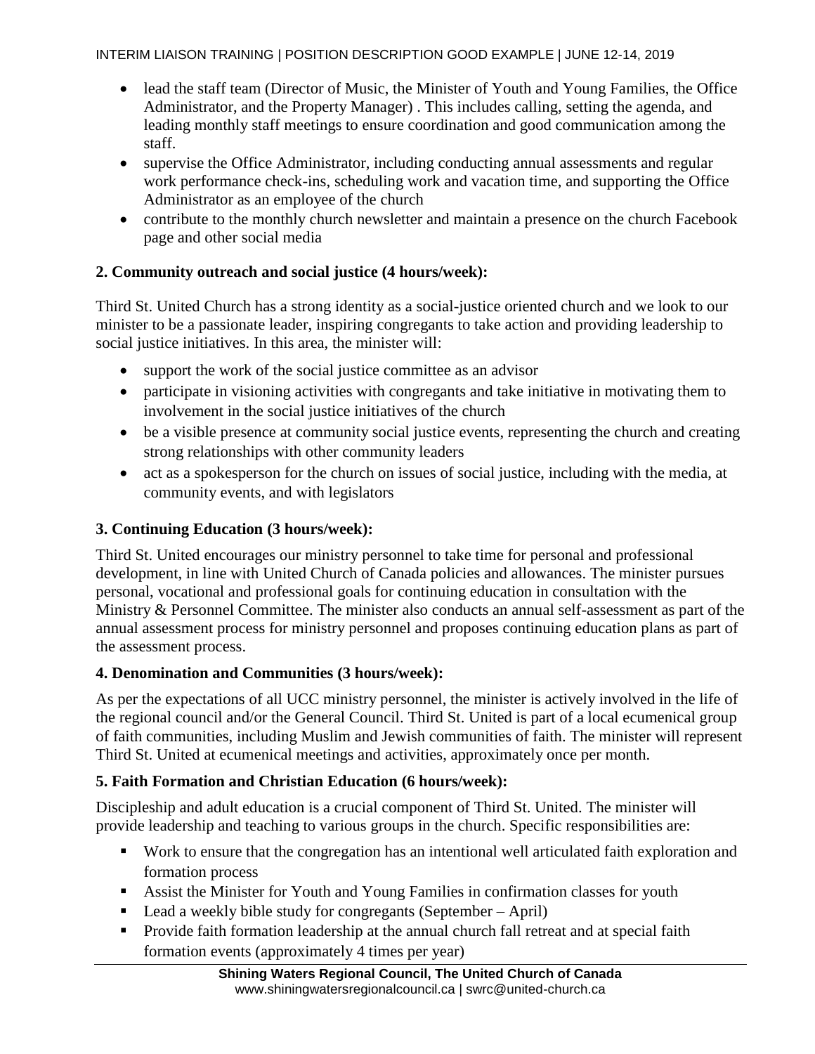- lead the staff team (Director of Music, the Minister of Youth and Young Families, the Office Administrator, and the Property Manager) . This includes calling, setting the agenda, and leading monthly staff meetings to ensure coordination and good communication among the staff.
- supervise the Office Administrator, including conducting annual assessments and regular work performance check-ins, scheduling work and vacation time, and supporting the Office Administrator as an employee of the church
- contribute to the monthly church newsletter and maintain a presence on the church Facebook page and other social media

**2. Community outreach and social justice (4 hours/week):**

Third St. United Church has a strong identity as a social-justice oriented church and we look to our minister to be a passionate leader, inspiring congregants to take action and providing leadership to social justice initiatives. In this area, the minister will:

- support the work of the social justice committee as an advisor
- participate in visioning activities with congregants and take initiative in motivating them to involvement in the social justice initiatives of the church
- be a visible presence at community social justice events, representing the church and creating strong relationships with other community leaders
- act as a spokesperson for the church on issues of social justice, including with the media, at community events, and with legislators

**3. Continuing Education (3 hours/week):**

Third St. United encourages our ministry personnel to take time for personal and professional development, in line with United Church of Canada policies and allowances. The minister pursues personal, vocational and professional goals for continuing education in consultation with the Ministry & Personnel Committee. The minister also conducts an annual self-assessment as part of the annual assessment process for ministry personnel and proposes continuing education plans as part of the assessment process.

**4. Denomination and Communities (3 hours/week):**

As per the expectations of all UCC ministry personnel, the minister is actively involved in the life of the regional council and/or the General Council. Third St. United is part of a local ecumenical group of faith communities, including Muslim and Jewish communities of faith. The minister will represent Third St. United at ecumenical meetings and activities, approximately once per month.

**5. Faith Formation and Christian Education (6 hours/week):**

Discipleship and adult education is a crucial component of Third St. United. The minister will provide leadership and teaching to various groups in the church. Specific responsibilities are:

- Work to ensure that the congregation has an intentional well articulated faith exploration and formation process
- Assist the Minister for Youth and Young Families in confirmation classes for youth
- Lead a weekly bible study for congregants (September – April)
- Provide faith formation leadership at the annual church fall retreat and at special faith formation events (approximately 4 times per year)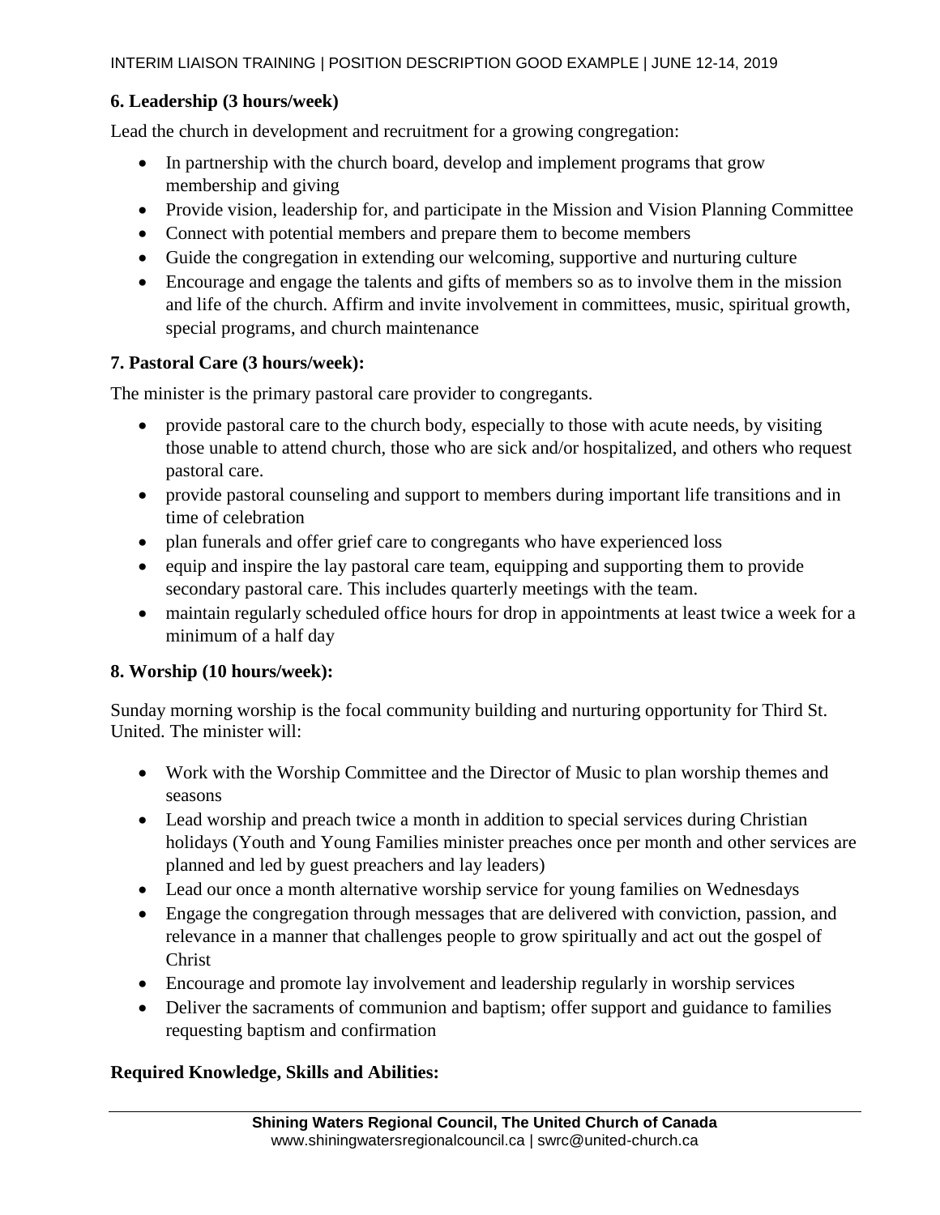**6. Leadership (3 hours/week)**

Lead the church in development and recruitment for a growing congregation:

- In partnership with the church board, develop and implement programs that grow membership and giving
- Provide vision, leadership for, and participate in the Mission and Vision Planning Committee
- Connect with potential members and prepare them to become members
- Guide the congregation in extending our welcoming, supportive and nurturing culture
- Encourage and engage the talents and gifts of members so as to involve them in the mission and life of the church. Affirm and invite involvement in committees, music, spiritual growth, special programs, and church maintenance

**7. Pastoral Care (3 hours/week):**

The minister is the primary pastoral care provider to congregants.

- provide pastoral care to the church body, especially to those with acute needs, by visiting those unable to attend church, those who are sick and/or hospitalized, and others who request pastoral care.
- provide pastoral counseling and support to members during important life transitions and in time of celebration
- plan funerals and offer grief care to congregants who have experienced loss
- equip and inspire the lay pastoral care team, equipping and supporting them to provide secondary pastoral care. This includes quarterly meetings with the team.
- maintain regularly scheduled office hours for drop in appointments at least twice a week for a minimum of a half day

**8. Worship (10 hours/week):**

Sunday morning worship is the focal community building and nurturing opportunity for Third St. United. The minister will:

- Work with the Worship Committee and the Director of Music to plan worship themes and seasons
- Lead worship and preach twice a month in addition to special services during Christian holidays (Youth and Young Families minister preaches once per month and other services are planned and led by guest preachers and lay leaders)
- Lead our once a month alternative worship service for young families on Wednesdays
- Engage the congregation through messages that are delivered with conviction, passion, and relevance in a manner that challenges people to grow spiritually and act out the gospel of Christ
- Encourage and promote lay involvement and leadership regularly in worship services
- Deliver the sacraments of communion and baptism; offer support and guidance to families requesting baptism and confirmation

**Required Knowledge, Skills and Abilities:**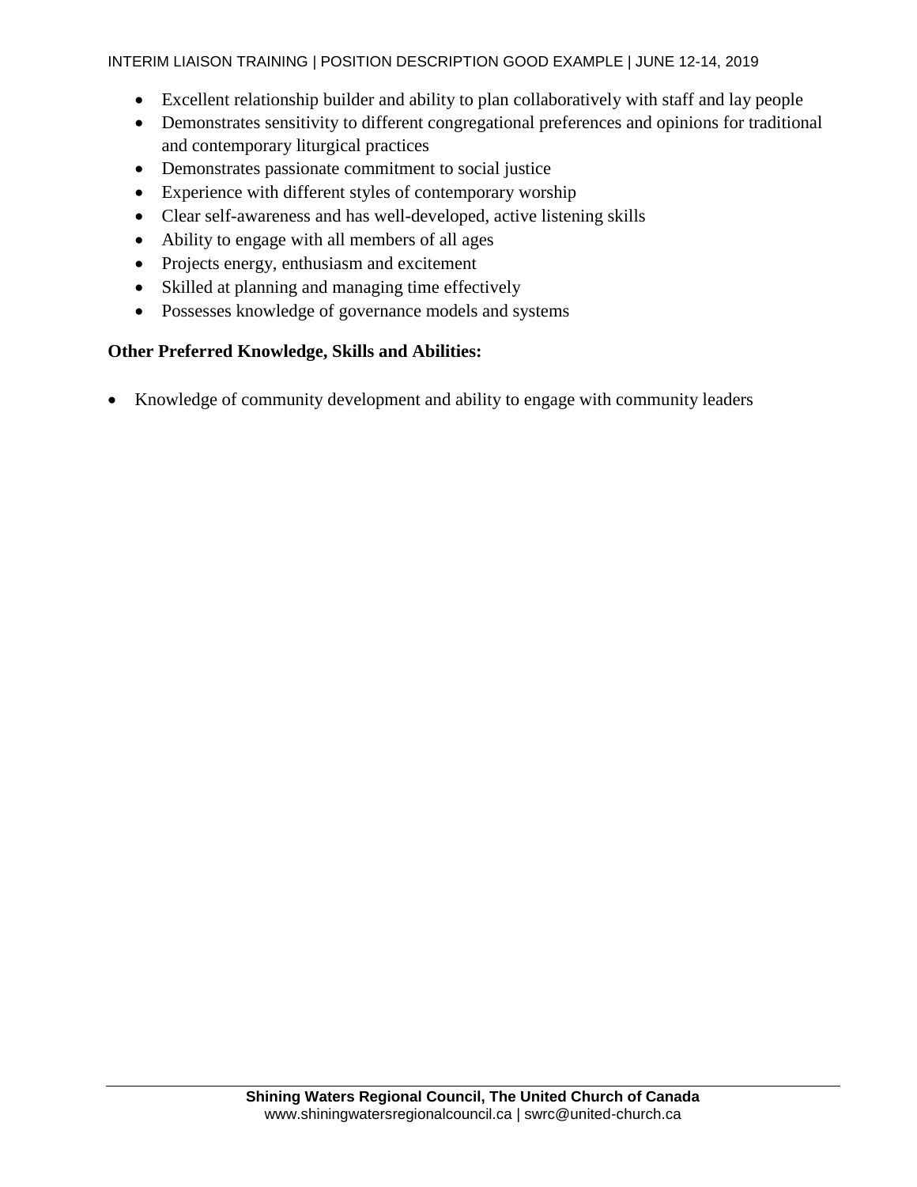- Excellent relationship builder and ability to plan collaboratively with staff and lay people
- Demonstrates sensitivity to different congregational preferences and opinions for traditional and contemporary liturgical practices
- Demonstrates passionate commitment to social justice
- Experience with different styles of contemporary worship
- Clear self-awareness and has well-developed, active listening skills
- Ability to engage with all members of all ages
- Projects energy, enthusiasm and excitement
- Skilled at planning and managing time effectively
- Possesses knowledge of governance models and systems

**Other Preferred Knowledge, Skills and Abilities:**

- Knowledge of community development and ability to engage with community leaders